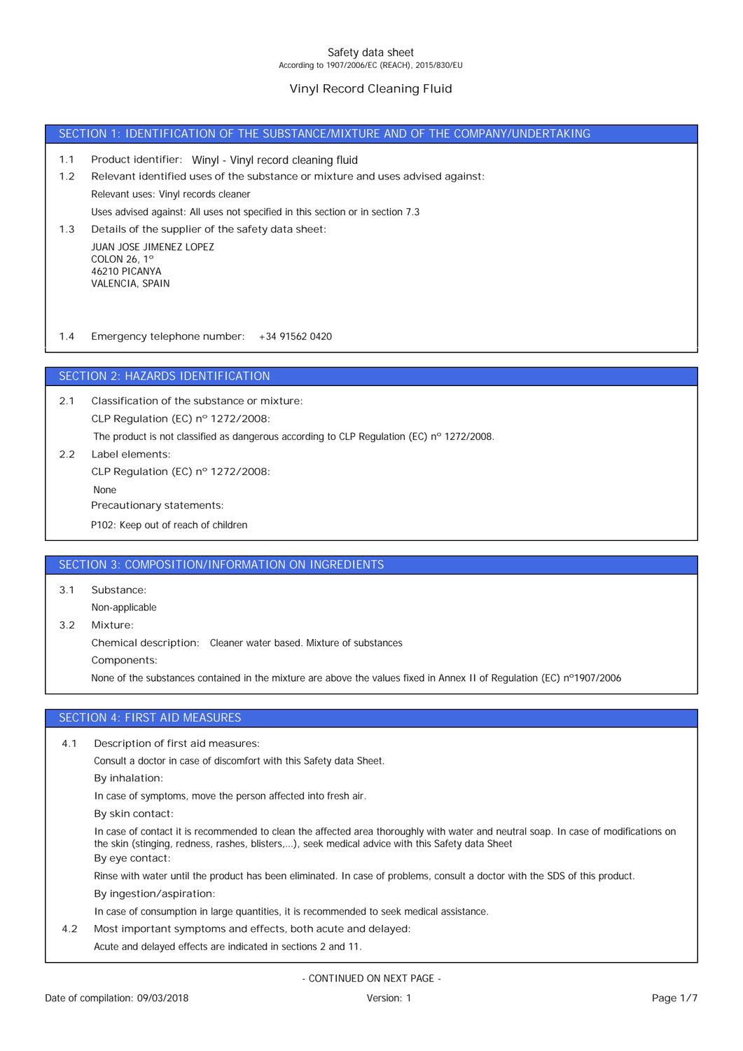Safety data sheet

According to 1907/2006/EC (REACH), 2015/830/EU

# Vinyl Record Cleaning Fluid

## SECTION 1: IDENTIFICATION OF THE SUBSTANCE/MIXTURE AND OF THE COMPANY/UNDERTAKING

1.1 Product identifier: Winyl - Vinyl record cleaning fluid

1.2 Relevant identified uses of the substance or mixture and uses advised against:

Relevant uses: Vinyl records cleaner

Uses advised against: All uses not specified in this section or in section 7.3

1.3 Details of the supplier of the safety data sheet:

JUAN JOSE JIMENEZ LOPEZ
COLON 26, 1º
46210 PICANYA
VALENCIA, SPAIN

1.4 Emergency telephone number: +34 91562 0420

## SECTION 2: HAZARDS IDENTIFICATION

2.1 Classification of the substance or mixture:

CLP Regulation (EC) nº 1272/2008:

The product is not classified as dangerous according to CLP Regulation (EC) nº 1272/2008.

2.2 Label elements:

CLP Regulation (EC) nº 1272/2008:

None

Precautionary statements:

P102: Keep out of reach of children

## SECTION 3: COMPOSITION/INFORMATION ON INGREDIENTS

3.1 Substance:

Non-applicable

3.2 Mixture:

Chemical description: Cleaner water based. Mixture of substances

Components:

None of the substances contained in the mixture are above the values fixed in Annex II of Regulation (EC) nº1907/2006

## SECTION 4: FIRST AID MEASURES

4.1 Description of first aid measures:

Consult a doctor in case of discomfort with this Safety data Sheet.

By inhalation:

In case of symptoms, move the person affected into fresh air.

By skin contact:

In case of contact it is recommended to clean the affected area thoroughly with water and neutral soap. In case of modifications on the skin (stinging, redness, rashes, blisters,...), seek medical advice with this Safety data Sheet

By eye contact:

Rinse with water until the product has been eliminated. In case of problems, consult a doctor with the SDS of this product.

By ingestion/aspiration:

In case of consumption in large quantities, it is recommended to seek medical assistance.

4.2 Most important symptoms and effects, both acute and delayed:

Acute and delayed effects are indicated in sections 2 and 11.

- CONTINUED ON NEXT PAGE -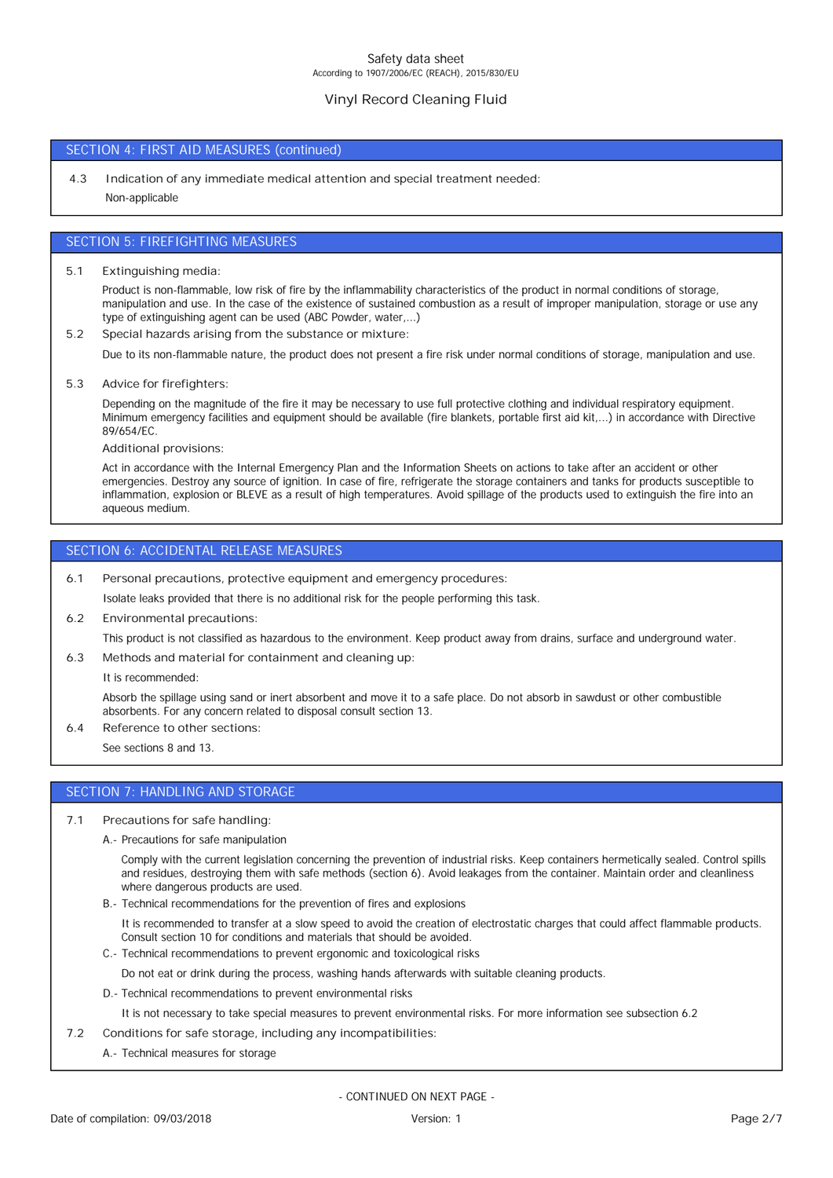## SECTION 4: FIRST AID MEASURES (continued)

4.3 Indication of any immediate medical attention and special treatment needed:

Non-applicable

## SECTION 5: FIREFIGHTING MEASURES

5.1 Extinguishing media:

Product is non-flammable, low risk of fire by the inflammability characteristics of the product in normal conditions of storage, manipulation and use. In the case of the existence of sustained combustion as a result of improper manipulation, storage or use any type of extinguishing agent can be used (ABC Powder, water,...)

5.2 Special hazards arising from the substance or mixture:

Due to its non-flammable nature, the product does not present a fire risk under normal conditions of storage, manipulation and use.

5.3 Advice for firefighters:

Depending on the magnitude of the fire it may be necessary to use full protective clothing and individual respiratory equipment. Minimum emergency facilities and equipment should be available (fire blankets, portable first aid kit,...) in accordance with Directive 89/654/EC.

Additional provisions:

Act in accordance with the Internal Emergency Plan and the Information Sheets on actions to take after an accident or other emergencies. Destroy any source of ignition. In case of fire, refrigerate the storage containers and tanks for products susceptible to inflammation, explosion or BLEVE as a result of high temperatures. Avoid spillage of the products used to extinguish the fire into an aqueous medium.

## SECTION 6: ACCIDENTAL RELEASE MEASURES

6.1 Personal precautions, protective equipment and emergency procedures:

Isolate leaks provided that there is no additional risk for the people performing this task.

6.2 Environmental precautions:

This product is not classified as hazardous to the environment. Keep product away from drains, surface and underground water.

6.3 Methods and material for containment and cleaning up:

It is recommended:

Absorb the spillage using sand or inert absorbent and move it to a safe place. Do not absorb in sawdust or other combustible absorbents. For any concern related to disposal consult section 13.

6.4 Reference to other sections:

See sections 8 and 13.

## SECTION 7: HANDLING AND STORAGE

7.1 Precautions for safe handling:

A.- Precautions for safe manipulation

Comply with the current legislation concerning the prevention of industrial risks. Keep containers hermetically sealed. Control spills and residues, destroying them with safe methods (section 6). Avoid leakages from the container. Maintain order and cleanliness where dangerous products are used.

B.- Technical recommendations for the prevention of fires and explosions

It is recommended to transfer at a slow speed to avoid the creation of electrostatic charges that could affect flammable products. Consult section 10 for conditions and materials that should be avoided.

C.- Technical recommendations to prevent ergonomic and toxicological risks

Do not eat or drink during the process, washing hands afterwards with suitable cleaning products.

D.- Technical recommendations to prevent environmental risks

It is not necessary to take special measures to prevent environmental risks. For more information see subsection 6.2

7.2 Conditions for safe storage, including any incompatibilities:

A.- Technical measures for storage

- CONTINUED ON NEXT PAGE -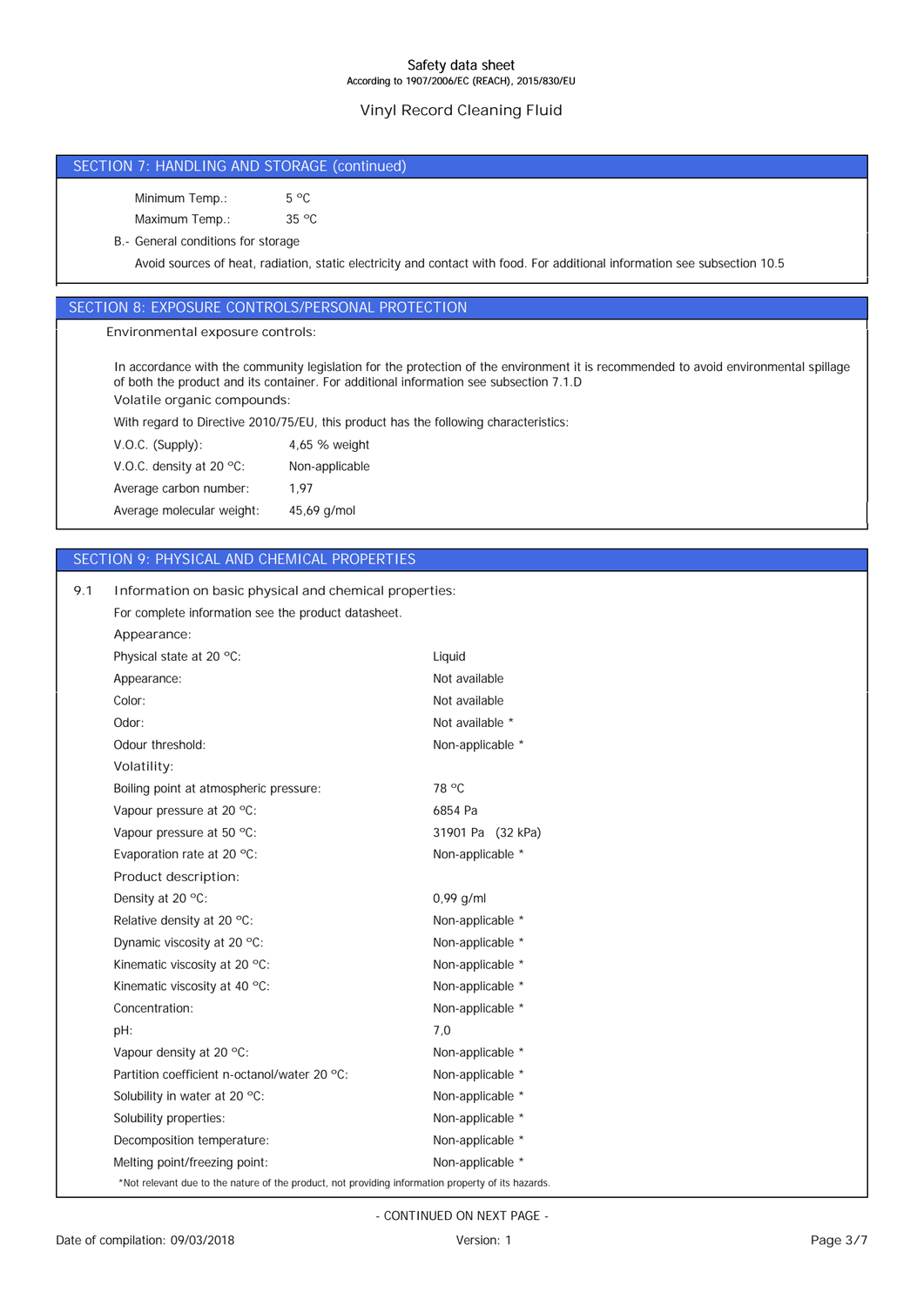## SECTION 7: HANDLING AND STORAGE (continued)

| | |
|---|---|
| Minimum Temp.: | 5 ºC |
| Maximum Temp.: | 35 ºC |

B.- General conditions for storage

Avoid sources of heat, radiation, static electricity and contact with food. For additional information see subsection 10.5

## SECTION 8: EXPOSURE CONTROLS/PERSONAL PROTECTION

Environmental exposure controls:

In accordance with the community legislation for the protection of the environment it is recommended to avoid environmental spillage of both the product and its container. For additional information see subsection 7.1.D

Volatile organic compounds:

With regard to Directive 2010/75/EU, this product has the following characteristics:

| | |
|---|---|
| V.O.C. (Supply): | 4,65 % weight |
| V.O.C. density at 20 ºC: | Non-applicable |
| Average carbon number: | 1,97 |
| Average molecular weight: | 45,69 g/mol |

## SECTION 9: PHYSICAL AND CHEMICAL PROPERTIES

9.1 Information on basic physical and chemical properties:

For complete information see the product datasheet.

Appearance:

| | |
|---|---|
| Physical state at 20 ºC: | Liquid |
| Appearance: | Not available |
| Color: | Not available |
| Odor: | Not available * |
| Odour threshold: | Non-applicable * |

Volatility:

| | |
|---|---|
| Boiling point at atmospheric pressure: | 78 ºC |
| Vapour pressure at 20 ºC: | 6854 Pa |
| Vapour pressure at 50 ºC: | 31901 Pa (32 kPa) |
| Evaporation rate at 20 ºC: | Non-applicable * |

Product description:

| | |
|---|---|
| Density at 20 ºC: | 0,99 g/ml |
| Relative density at 20 ºC: | Non-applicable * |
| Dynamic viscosity at 20 ºC: | Non-applicable * |
| Kinematic viscosity at 20 ºC: | Non-applicable * |
| Kinematic viscosity at 40 ºC: | Non-applicable * |
| Concentration: | Non-applicable * |
| pH: | 7,0 |
| Vapour density at 20 ºC: | Non-applicable * |
| Partition coefficient n-octanol/water 20 ºC: | Non-applicable * |
| Solubility in water at 20 ºC: | Non-applicable * |
| Solubility properties: | Non-applicable * |
| Decomposition temperature: | Non-applicable * |
| Melting point/freezing point: | Non-applicable * |

*Not relevant due to the nature of the product, not providing information property of its hazards.

- CONTINUED ON NEXT PAGE -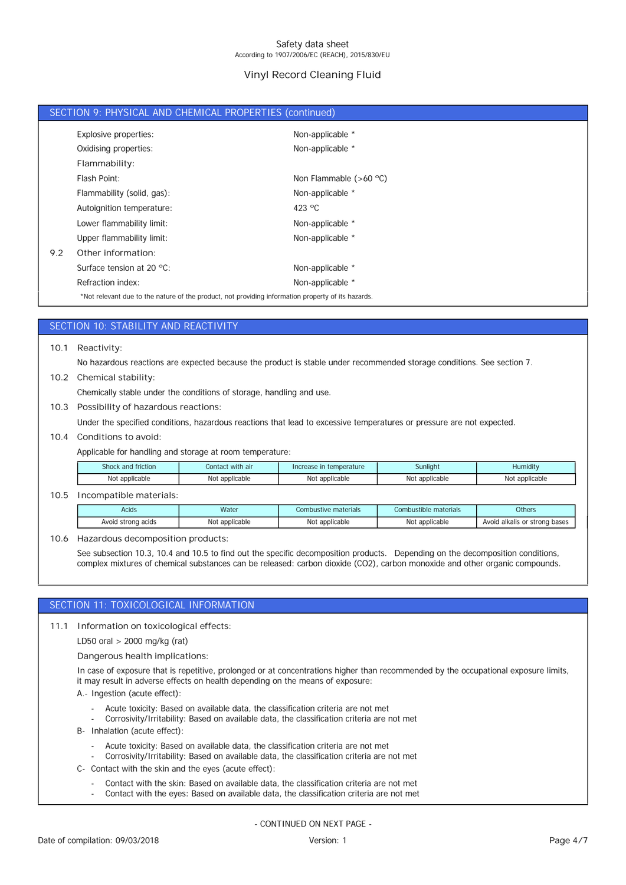## SECTION 9: PHYSICAL AND CHEMICAL PROPERTIES (continued)

| | |
|---|---|
| Explosive properties: | Non-applicable * |
| Oxidising properties: | Non-applicable * |
| **Flammability:** | |
| Flash Point: | Non Flammable (>60 °C) |
| Flammability (solid, gas): | Non-applicable * |
| Autoignition temperature: | 423 °C |
| Lower flammability limit: | Non-applicable * |
| Upper flammability limit: | Non-applicable * |

9.2 Other information:

| | |
|---|---|
| Surface tension at 20 °C: | Non-applicable * |
| Refraction index: | Non-applicable * |

*Not relevant due to the nature of the product, not providing information property of its hazards.

## SECTION 10: STABILITY AND REACTIVITY

10.1 Reactivity:

No hazardous reactions are expected because the product is stable under recommended storage conditions. See section 7.

10.2 Chemical stability:

Chemically stable under the conditions of storage, handling and use.

10.3 Possibility of hazardous reactions:

Under the specified conditions, hazardous reactions that lead to excessive temperatures or pressure are not expected.

10.4 Conditions to avoid:

Applicable for handling and storage at room temperature:

| Shock and friction | Contact with air | Increase in temperature | Sunlight | Humidity |
|---|---|---|---|---|
| Not applicable | Not applicable | Not applicable | Not applicable | Not applicable |

10.5 Incompatible materials:

| Acids | Water | Combustive materials | Combustible materials | Others |
|---|---|---|---|---|
| Avoid strong acids | Not applicable | Not applicable | Not applicable | Avoid alkalis or strong bases |

10.6 Hazardous decomposition products:

See subsection 10.3, 10.4 and 10.5 to find out the specific decomposition products. Depending on the decomposition conditions, complex mixtures of chemical substances can be released: carbon dioxide ($CO_2$), carbon monoxide and other organic compounds.

## SECTION 11: TOXICOLOGICAL INFORMATION

11.1 Information on toxicological effects:

LD50 oral > 2000 mg/kg (rat)

Dangerous health implications:

In case of exposure that is repetitive, prolonged or at concentrations higher than recommended by the occupational exposure limits, it may result in adverse effects on health depending on the means of exposure:

A.- Ingestion (acute effect):

- Acute toxicity: Based on available data, the classification criteria are not met
- Corrosivity/Irritability: Based on available data, the classification criteria are not met

B- Inhalation (acute effect):

- Acute toxicity: Based on available data, the classification criteria are not met
- Corrosivity/Irritability: Based on available data, the classification criteria are not met

C- Contact with the skin and the eyes (acute effect):

- Contact with the skin: Based on available data, the classification criteria are not met
- Contact with the eyes: Based on available data, the classification criteria are not met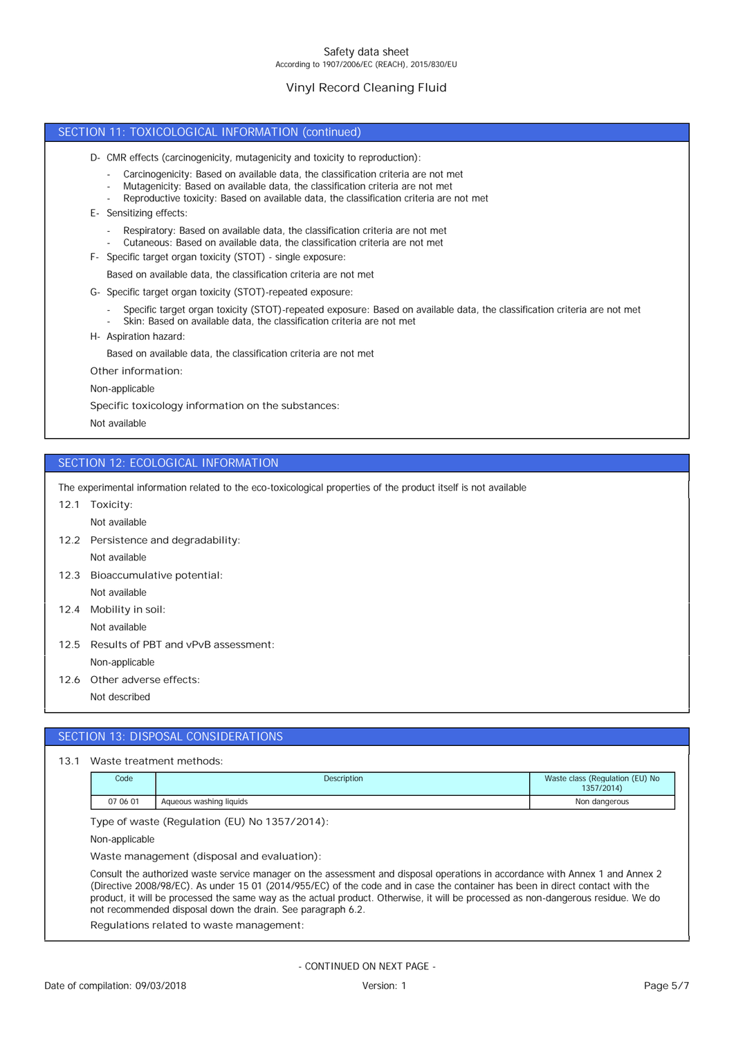## SECTION 11: TOXICOLOGICAL INFORMATION (continued)

D- CMR effects (carcinogenicity, mutagenicity and toxicity to reproduction):

- Carcinogenicity: Based on available data, the classification criteria are not met
- Mutagenicity: Based on available data, the classification criteria are not met
- Reproductive toxicity: Based on available data, the classification criteria are not met

E- Sensitizing effects:

- Respiratory: Based on available data, the classification criteria are not met
- Cutaneous: Based on available data, the classification criteria are not met

F- Specific target organ toxicity (STOT) - single exposure:

Based on available data, the classification criteria are not met

G- Specific target organ toxicity (STOT)-repeated exposure:

- Specific target organ toxicity (STOT)-repeated exposure: Based on available data, the classification criteria are not met
- Skin: Based on available data, the classification criteria are not met

H- Aspiration hazard:

Based on available data, the classification criteria are not met

Other information:

Non-applicable

Specific toxicology information on the substances:

Not available

## SECTION 12: ECOLOGICAL INFORMATION

The experimental information related to the eco-toxicological properties of the product itself is not available

12.1 Toxicity:

Not available

12.2 Persistence and degradability:

Not available

12.3 Bioaccumulative potential:

Not available

12.4 Mobility in soil:

Not available

12.5 Results of PBT and vPvB assessment:

Non-applicable

12.6 Other adverse effects:

Not described

## SECTION 13: DISPOSAL CONSIDERATIONS

13.1 Waste treatment methods:

| Code | Description | Waste class (Regulation (EU) No 1357/2014) |
|---|---|---|
| 07 06 01 | Aqueous washing liquids | Non dangerous |

Type of waste (Regulation (EU) No 1357/2014):

Non-applicable

Waste management (disposal and evaluation):

Consult the authorized waste service manager on the assessment and disposal operations in accordance with Annex 1 and Annex 2 (Directive 2008/98/EC). As under 15 01 (2014/955/EC) of the code and in case the container has been in direct contact with the product, it will be processed the same way as the actual product. Otherwise, it will be processed as non-dangerous residue. We do not recommended disposal down the drain. See paragraph 6.2.

Regulations related to waste management:

- CONTINUED ON NEXT PAGE -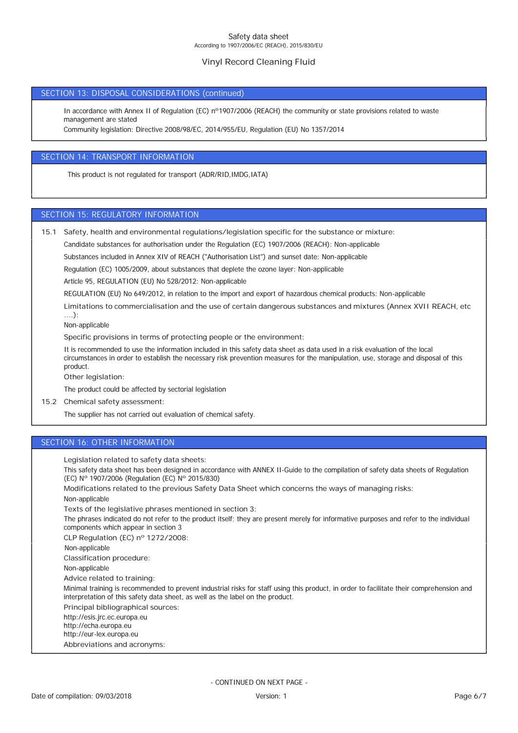## SECTION 13: DISPOSAL CONSIDERATIONS (continued)

In accordance with Annex II of Regulation (EC) nº1907/2006 (REACH) the community or state provisions related to waste management are stated

Community legislation: Directive 2008/98/EC, 2014/955/EU, Regulation (EU) No 1357/2014

## SECTION 14: TRANSPORT INFORMATION

This product is not regulated for transport (ADR/RID,IMDG,IATA)

## SECTION 15: REGULATORY INFORMATION

15.1 Safety, health and environmental regulations/legislation specific for the substance or mixture:

Candidate substances for authorisation under the Regulation (EC) 1907/2006 (REACH): Non-applicable

Substances included in Annex XIV of REACH ("Authorisation List") and sunset date: Non-applicable

Regulation (EC) 1005/2009, about substances that deplete the ozone layer: Non-applicable

Article 95, REGULATION (EU) No 528/2012: Non-applicable

REGULATION (EU) No 649/2012, in relation to the import and export of hazardous chemical products: Non-applicable

Limitations to commercialisation and the use of certain dangerous substances and mixtures (Annex XVII REACH, etc ....):

Non-applicable

Specific provisions in terms of protecting people or the environment:

It is recommended to use the information included in this safety data sheet as data used in a risk evaluation of the local circumstances in order to establish the necessary risk prevention measures for the manipulation, use, storage and disposal of this product.

Other legislation:

The product could be affected by sectorial legislation

15.2 Chemical safety assessment:

The supplier has not carried out evaluation of chemical safety.

## SECTION 16: OTHER INFORMATION

Legislation related to safety data sheets:

This safety data sheet has been designed in accordance with ANNEX II-Guide to the compilation of safety data sheets of Regulation (EC) Nº 1907/2006 (Regulation (EC) Nº 2015/830)

Modifications related to the previous Safety Data Sheet which concerns the ways of managing risks:

Non-applicable

Texts of the legislative phrases mentioned in section 3:

The phrases indicated do not refer to the product itself; they are present merely for informative purposes and refer to the individual components which appear in section 3

CLP Regulation (EC) nº 1272/2008:

Non-applicable

Classification procedure:

Non-applicable

Advice related to training:

Minimal training is recommended to prevent industrial risks for staff using this product, in order to facilitate their comprehension and interpretation of this safety data sheet, as well as the label on the product.

Principal bibliographical sources:

http://esis.jrc.ec.europa.eu
http://echa.europa.eu
http://eur-lex.europa.eu

Abbreviations and acronyms:

- CONTINUED ON NEXT PAGE -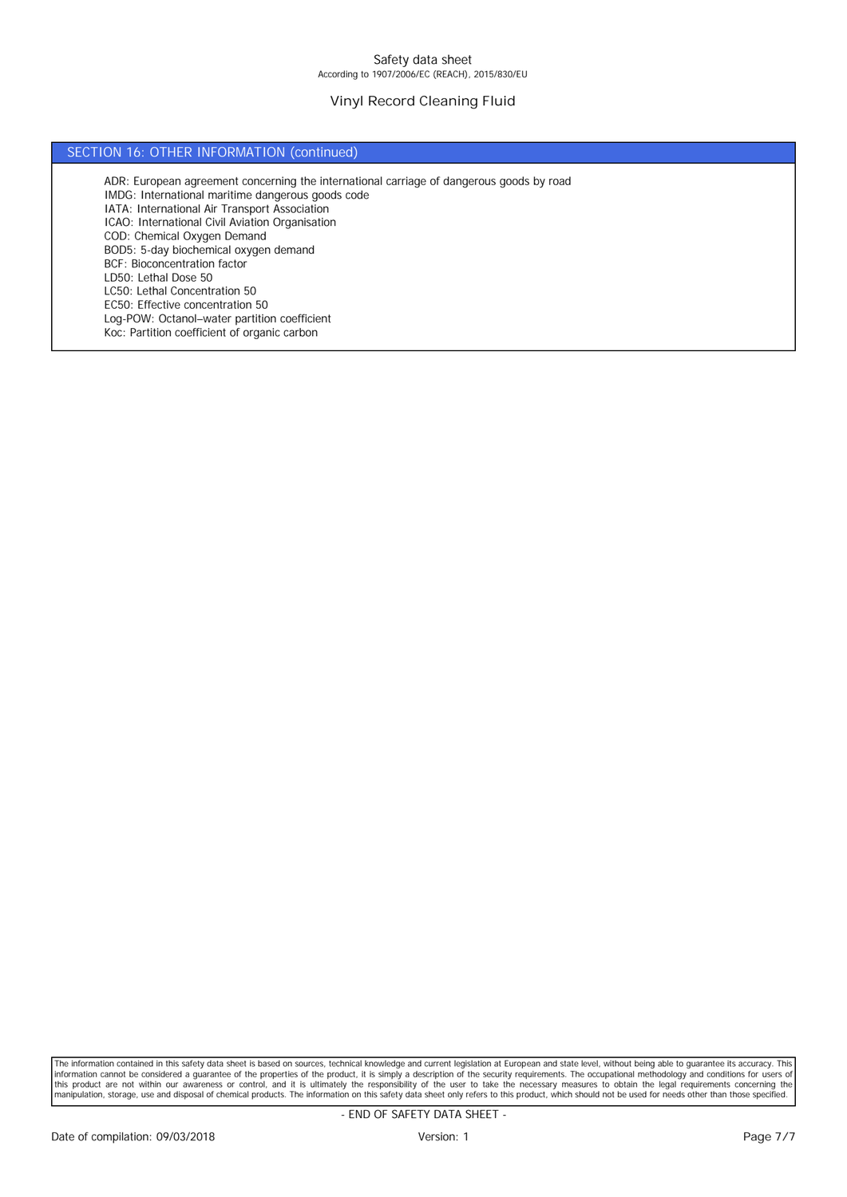## SECTION 16: OTHER INFORMATION (continued)

ADR: European agreement concerning the international carriage of dangerous goods by road
IMDG: International maritime dangerous goods code
IATA: International Air Transport Association
ICAO: International Civil Aviation Organisation
COD: Chemical Oxygen Demand
BOD5: 5-day biochemical oxygen demand
BCF: Bioconcentration factor
LD50: Lethal Dose 50
LC50: Lethal Concentration 50
EC50: Effective concentration 50
Log-POW: Octanol–water partition coefficient
Koc: Partition coefficient of organic carbon

The information contained in this safety data sheet is based on sources, technical knowledge and current legislation at European and state level, without being able to guarantee its accuracy. This information cannot be considered a guarantee of the properties of the product, it is simply a description of the security requirements. The occupational methodology and conditions for users of this product are not within our awareness or control, and it is ultimately the responsibility of the user to take the necessary measures to obtain the legal requirements concerning the manipulation, storage, use and disposal of chemical products. The information on this safety data sheet only refers to this product, which should not be used for needs other than those specified.

- END OF SAFETY DATA SHEET -